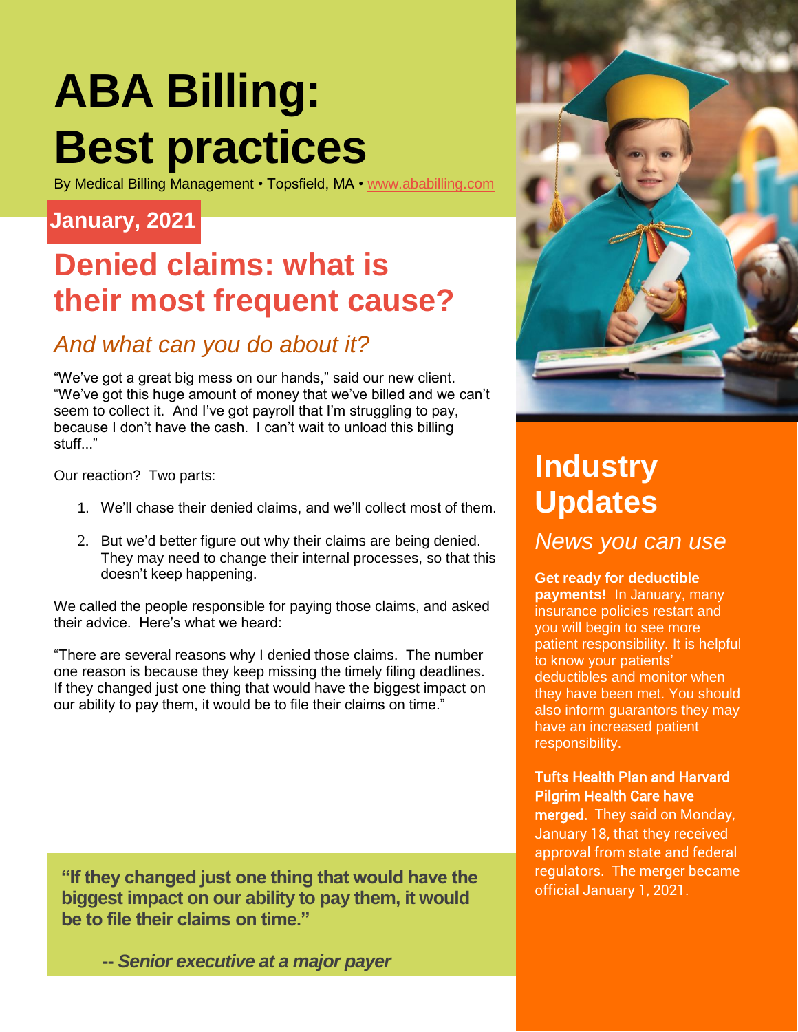# ABA Billing: Best practices

By Medical Billing Management • Topsfield, MA • www.ababilling.com

**January, 2021**

## Denied claims: what is their most frequent cause?

### *And what can you do about it?*

"We've got a great big mess on our hands," said our new client. "We've got this huge amount of money that we've billed and we can't seem to collect it. And I've got payroll that I'm struggling to pay, because I don't have the cash. I can't wait to unload this billing stuff..."

Our reaction? Two parts:

1. We'll chase their denied claims, and we'll collect most of them.
2. But we'd better figure out why their claims are being denied. They may need to change their internal processes, so that this doesn't keep happening.

We called the people responsible for paying those claims, and asked their advice. Here's what we heard:

"There are several reasons why I denied those claims. The number one reason is because they keep missing the timely filing deadlines. If they changed just one thing that would have the biggest impact on our ability to pay them, it would be to file their claims on time."

> **"If they changed just one thing that would have the biggest impact on our ability to pay them, it would be to file their claims on time."**
>
> ***-- Senior executive at a major payer***

## Industry Updates

### *News you can use*

**Get ready for deductible payments!** In January, many insurance policies restart and you will begin to see more patient responsibility. It is helpful to know your patients' deductibles and monitor when they have been met. You should also inform guarantors they may have an increased patient responsibility.

**Tufts Health Plan and Harvard Pilgrim Health Care have merged.** They said on Monday, January 18, that they received approval from state and federal regulators. The merger became official January 1, 2021.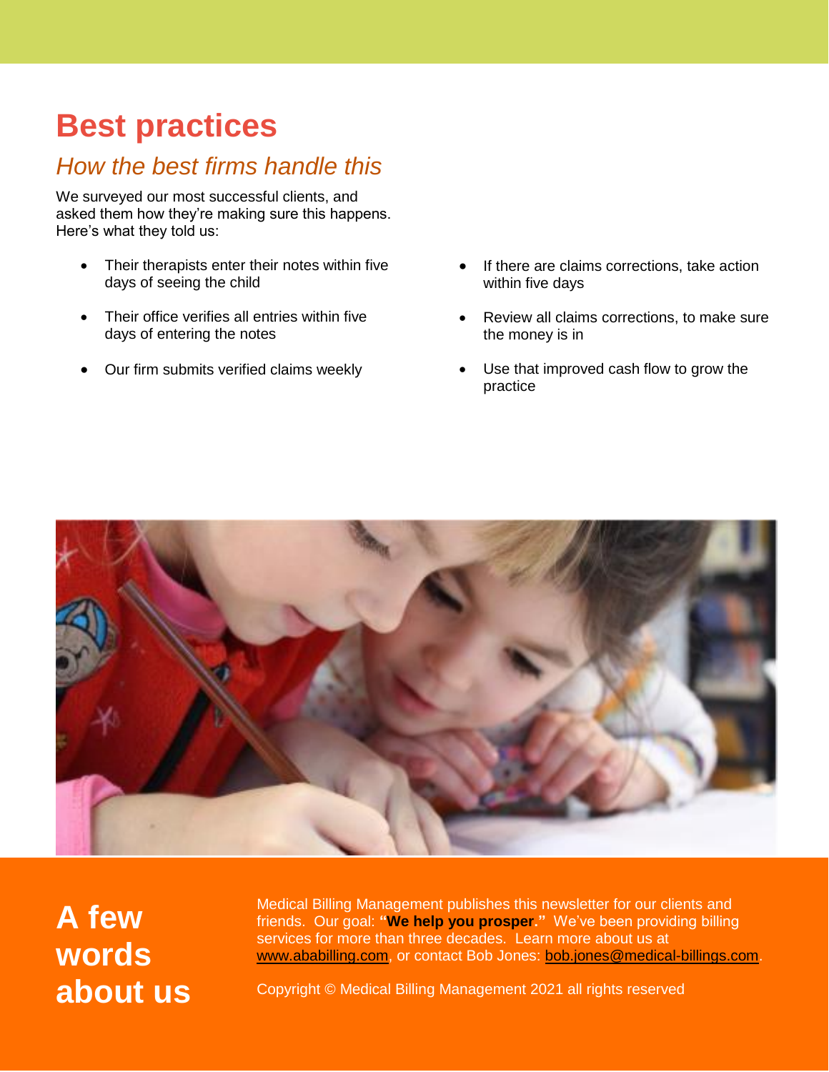# Best practices

## *How the best firms handle this*

We surveyed our most successful clients, and asked them how they're making sure this happens. Here's what they told us:

- Their therapists enter their notes within five days of seeing the child
- Their office verifies all entries within five days of entering the notes
- Our firm submits verified claims weekly
- If there are claims corrections, take action within five days
- Review all claims corrections, to make sure the money is in
- Use that improved cash flow to grow the practice

# A few words about us

Medical Billing Management publishes this newsletter for our clients and friends. Our goal: "**We help you prosper**." We've been providing billing services for more than three decades. Learn more about us at www.ababilling.com, or contact Bob Jones: bob.jones@medical-billings.com.

Copyright © Medical Billing Management 2021 all rights reserved